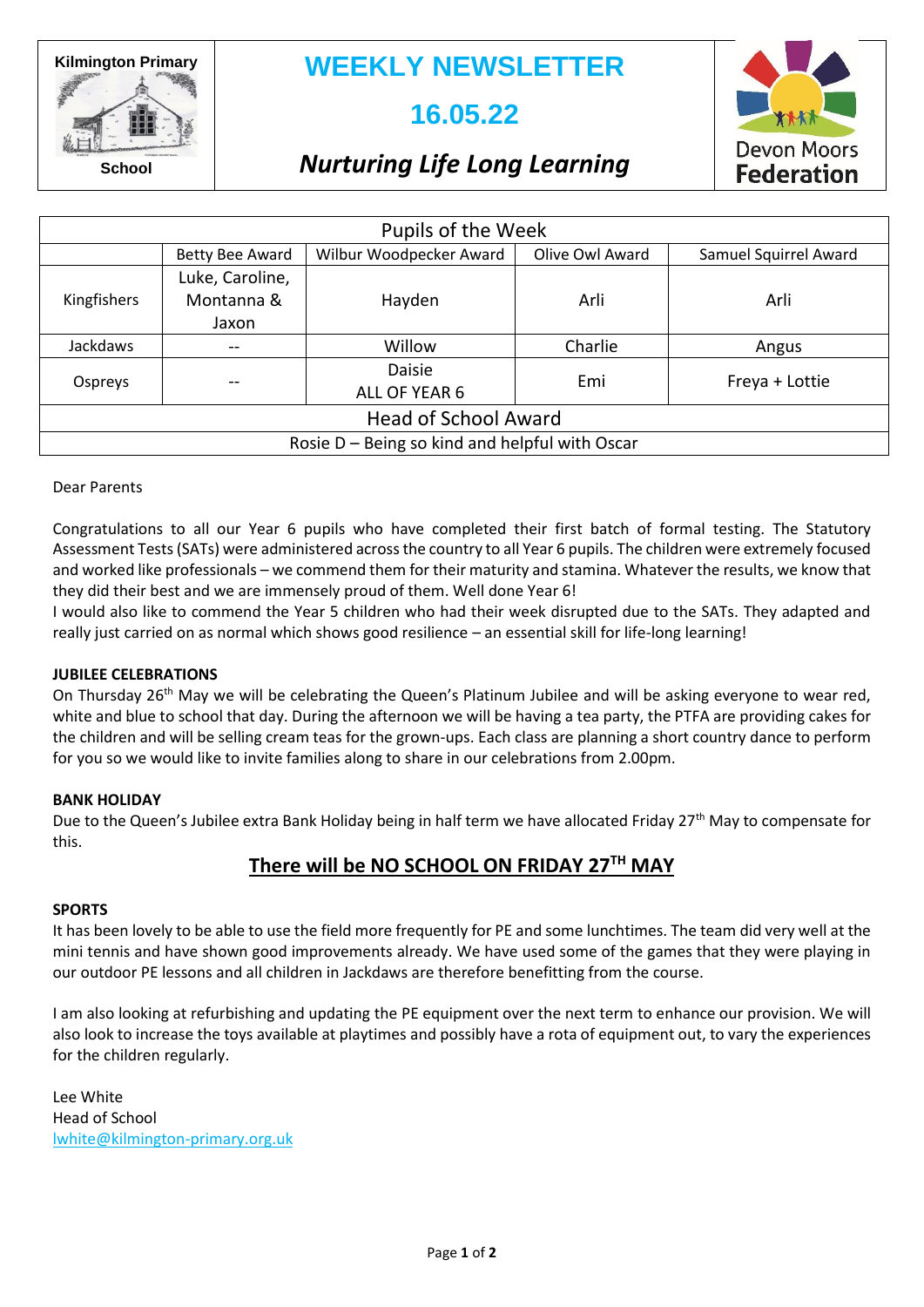**Kilmington Primary School**

# WEEKLY NEWSLETTER

## 16.05.22

### *Nurturing Life Long Learning*

Devon Moors Federation

| Pupils of the Week | | | | |
|---|---|---|---|---|
| | Betty Bee Award | Wilbur Woodpecker Award | Olive Owl Award | Samuel Squirrel Award |
| Kingfishers | Luke, Caroline, Montanna & Jaxon | Hayden | Arli | Arli |
| Jackdaws | -- | Willow | Charlie | Angus |
| Ospreys | -- | Daisie ALL OF YEAR 6 | Emi | Freya + Lottie |
| Head of School Award | | | | |
| Rosie D – Being so kind and helpful with Oscar | | | | |

Dear Parents

Congratulations to all our Year 6 pupils who have completed their first batch of formal testing. The Statutory Assessment Tests (SATs) were administered across the country to all Year 6 pupils. The children were extremely focused and worked like professionals – we commend them for their maturity and stamina. Whatever the results, we know that they did their best and we are immensely proud of them. Well done Year 6!

I would also like to commend the Year 5 children who had their week disrupted due to the SATs. They adapted and really just carried on as normal which shows good resilience – an essential skill for life-long learning!

**JUBILEE CELEBRATIONS**

On Thursday 26th May we will be celebrating the Queen's Platinum Jubilee and will be asking everyone to wear red, white and blue to school that day. During the afternoon we will be having a tea party, the PTFA are providing cakes for the children and will be selling cream teas for the grown-ups. Each class are planning a short country dance to perform for you so we would like to invite families along to share in our celebrations from 2.00pm.

**BANK HOLIDAY**

Due to the Queen's Jubilee extra Bank Holiday being in half term we have allocated Friday 27th May to compensate for this.

**<u>There will be NO SCHOOL ON FRIDAY 27TH MAY</u>**

**SPORTS**

It has been lovely to be able to use the field more frequently for PE and some lunchtimes. The team did very well at the mini tennis and have shown good improvements already. We have used some of the games that they were playing in our outdoor PE lessons and all children in Jackdaws are therefore benefitting from the course.

I am also looking at refurbishing and updating the PE equipment over the next term to enhance our provision. We will also look to increase the toys available at playtimes and possibly have a rota of equipment out, to vary the experiences for the children regularly.

Lee White
Head of School
lwhite@kilmington-primary.org.uk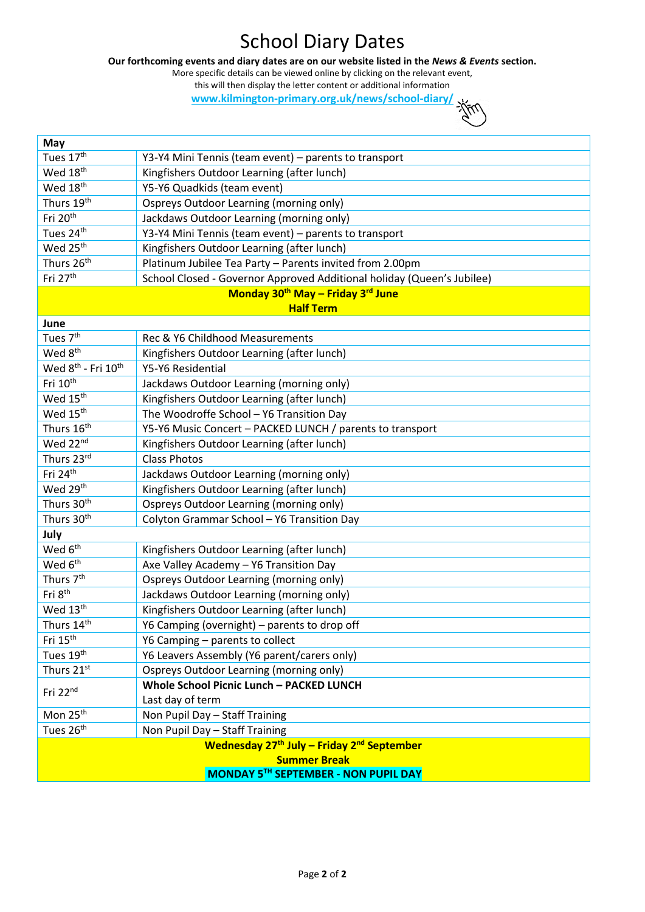# School Diary Dates

**Our forthcoming events and diary dates are on our website listed in the *News & Events* section.**

More specific details can be viewed online by clicking on the relevant event, this will then display the letter content or additional information

**www.kilmington-primary.org.uk/news/school-diary/**

| | |
|---|---|
| **May** | |
| Tues 17th | Y3-Y4 Mini Tennis (team event) – parents to transport |
| Wed 18th | Kingfishers Outdoor Learning (after lunch) |
| Wed 18th | Y5-Y6 Quadkids (team event) |
| Thurs 19th | Ospreys Outdoor Learning (morning only) |
| Fri 20th | Jackdaws Outdoor Learning (morning only) |
| Tues 24th | Y3-Y4 Mini Tennis (team event) – parents to transport |
| Wed 25th | Kingfishers Outdoor Learning (after lunch) |
| Thurs 26th | Platinum Jubilee Tea Party – Parents invited from 2.00pm |
| Fri 27th | School Closed - Governor Approved Additional holiday (Queen's Jubilee) |
| **Monday 30th May – Friday 3rd June Half Term** | |
| **June** | |
| Tues 7th | Rec & Y6 Childhood Measurements |
| Wed 8th | Kingfishers Outdoor Learning (after lunch) |
| Wed 8th - Fri 10th | Y5-Y6 Residential |
| Fri 10th | Jackdaws Outdoor Learning (morning only) |
| Wed 15th | Kingfishers Outdoor Learning (after lunch) |
| Wed 15th | The Woodroffe School – Y6 Transition Day |
| Thurs 16th | Y5-Y6 Music Concert – PACKED LUNCH / parents to transport |
| Wed 22nd | Kingfishers Outdoor Learning (after lunch) |
| Thurs 23rd | Class Photos |
| Fri 24th | Jackdaws Outdoor Learning (morning only) |
| Wed 29th | Kingfishers Outdoor Learning (after lunch) |
| Thurs 30th | Ospreys Outdoor Learning (morning only) |
| Thurs 30th | Colyton Grammar School – Y6 Transition Day |
| **July** | |
| Wed 6th | Kingfishers Outdoor Learning (after lunch) |
| Wed 6th | Axe Valley Academy – Y6 Transition Day |
| Thurs 7th | Ospreys Outdoor Learning (morning only) |
| Fri 8th | Jackdaws Outdoor Learning (morning only) |
| Wed 13th | Kingfishers Outdoor Learning (after lunch) |
| Thurs 14th | Y6 Camping (overnight) – parents to drop off |
| Fri 15th | Y6 Camping – parents to collect |
| Tues 19th | Y6 Leavers Assembly (Y6 parent/carers only) |
| Thurs 21st | Ospreys Outdoor Learning (morning only) |
| Fri 22nd | **Whole School Picnic Lunch – PACKED LUNCH** Last day of term |
| Mon 25th | Non Pupil Day – Staff Training |
| Tues 26th | Non Pupil Day – Staff Training |
| **Wednesday 27th July – Friday 2nd September Summer Break MONDAY 5TH SEPTEMBER - NON PUPIL DAY** | |